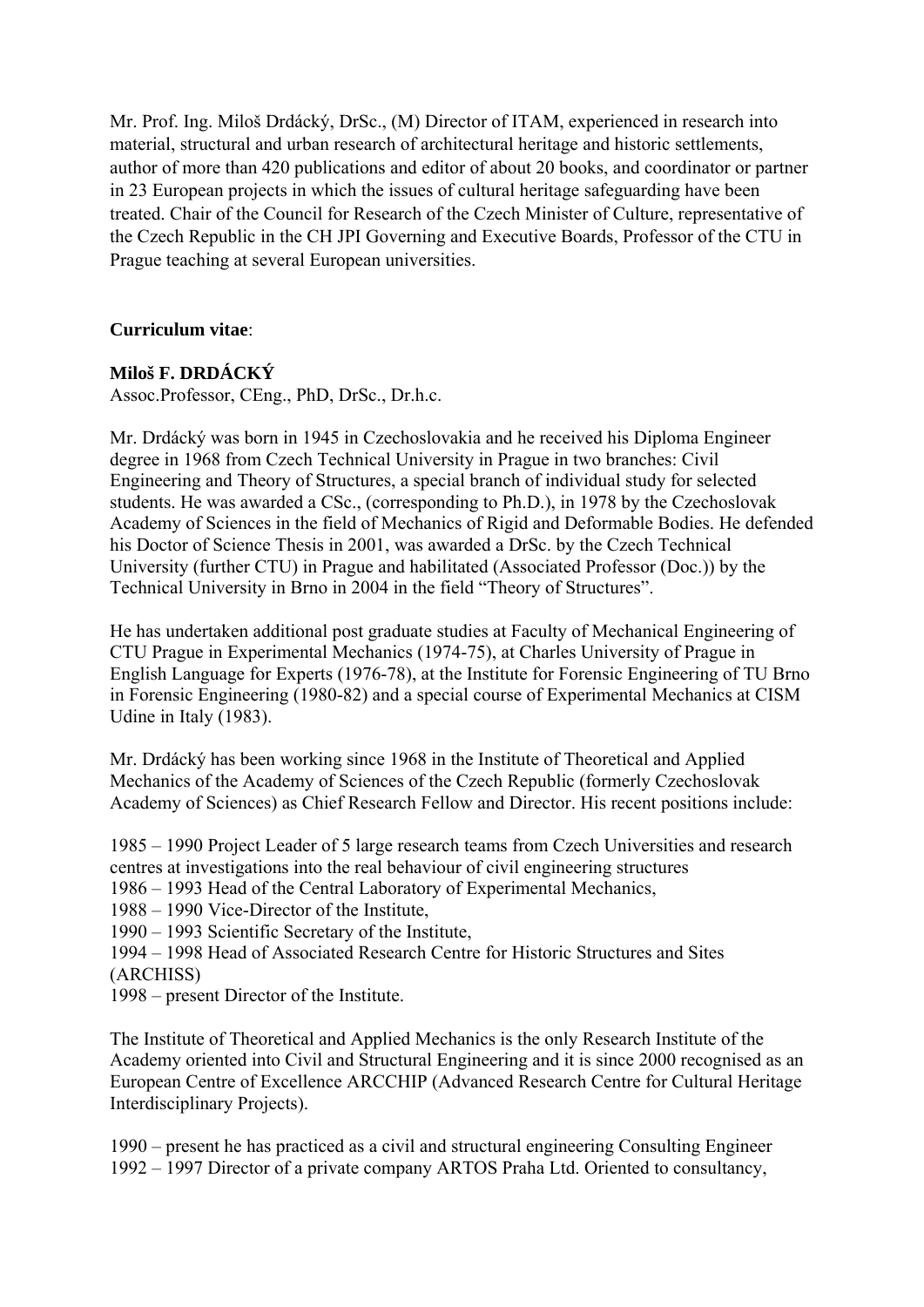Mr. Prof. Ing. Miloš Drdácký, DrSc., (M) Director of ITAM, experienced in research into material, structural and urban research of architectural heritage and historic settlements, author of more than 420 publications and editor of about 20 books, and coordinator or partner in 23 European projects in which the issues of cultural heritage safeguarding have been treated. Chair of the Council for Research of the Czech Minister of Culture, representative of the Czech Republic in the CH JPI Governing and Executive Boards, Professor of the CTU in Prague teaching at several European universities.

**Curriculum vitae**:

**Miloš F. DRDÁCKÝ**

Assoc.Professor, CEng., PhD, DrSc., Dr.h.c.

Mr. Drdácký was born in 1945 in Czechoslovakia and he received his Diploma Engineer degree in 1968 from Czech Technical University in Prague in two branches: Civil Engineering and Theory of Structures, a special branch of individual study for selected students. He was awarded a CSc., (corresponding to Ph.D.), in 1978 by the Czechoslovak Academy of Sciences in the field of Mechanics of Rigid and Deformable Bodies. He defended his Doctor of Science Thesis in 2001, was awarded a DrSc. by the Czech Technical University (further CTU) in Prague and habilitated (Associated Professor (Doc.)) by the Technical University in Brno in 2004 in the field "Theory of Structures".

He has undertaken additional post graduate studies at Faculty of Mechanical Engineering of CTU Prague in Experimental Mechanics (1974-75), at Charles University of Prague in English Language for Experts (1976-78), at the Institute for Forensic Engineering of TU Brno in Forensic Engineering (1980-82) and a special course of Experimental Mechanics at CISM Udine in Italy (1983).

Mr. Drdácký has been working since 1968 in the Institute of Theoretical and Applied Mechanics of the Academy of Sciences of the Czech Republic (formerly Czechoslovak Academy of Sciences) as Chief Research Fellow and Director. His recent positions include:

1985 – 1990 Project Leader of 5 large research teams from Czech Universities and research centres at investigations into the real behaviour of civil engineering structures
1986 – 1993 Head of the Central Laboratory of Experimental Mechanics,
1988 – 1990 Vice-Director of the Institute,
1990 – 1993 Scientific Secretary of the Institute,
1994 – 1998 Head of Associated Research Centre for Historic Structures and Sites (ARCHISS)
1998 – present Director of the Institute.

The Institute of Theoretical and Applied Mechanics is the only Research Institute of the Academy oriented into Civil and Structural Engineering and it is since 2000 recognised as an European Centre of Excellence ARCCHIP (Advanced Research Centre for Cultural Heritage Interdisciplinary Projects).

1990 – present he has practiced as a civil and structural engineering Consulting Engineer
1992 – 1997 Director of a private company ARTOS Praha Ltd. Oriented to consultancy,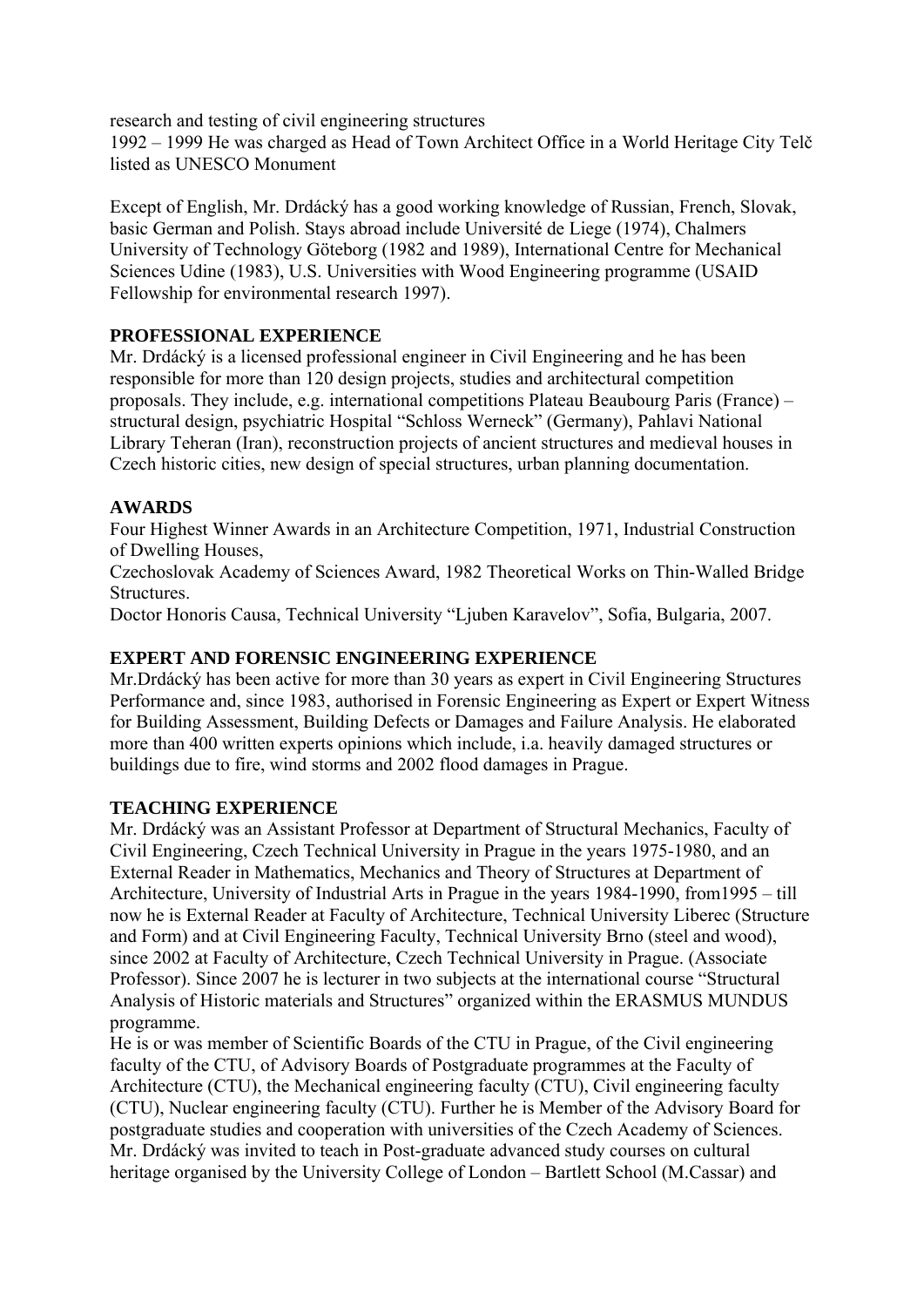research and testing of civil engineering structures
1992 – 1999 He was charged as Head of Town Architect Office in a World Heritage City Telč listed as UNESCO Monument

Except of English, Mr. Drdácký has a good working knowledge of Russian, French, Slovak, basic German and Polish. Stays abroad include Université de Liege (1974), Chalmers University of Technology Göteborg (1982 and 1989), International Centre for Mechanical Sciences Udine (1983), U.S. Universities with Wood Engineering programme (USAID Fellowship for environmental research 1997).

**PROFESSIONAL EXPERIENCE**

Mr. Drdácký is a licensed professional engineer in Civil Engineering and he has been responsible for more than 120 design projects, studies and architectural competition proposals. They include, e.g. international competitions Plateau Beaubourg Paris (France) – structural design, psychiatric Hospital "Schloss Werneck" (Germany), Pahlavi National Library Teheran (Iran), reconstruction projects of ancient structures and medieval houses in Czech historic cities, new design of special structures, urban planning documentation.

**AWARDS**

Four Highest Winner Awards in an Architecture Competition, 1971, Industrial Construction of Dwelling Houses,
Czechoslovak Academy of Sciences Award, 1982 Theoretical Works on Thin-Walled Bridge Structures.
Doctor Honoris Causa, Technical University "Ljuben Karavelov", Sofia, Bulgaria, 2007.

**EXPERT AND FORENSIC ENGINEERING EXPERIENCE**

Mr.Drdácký has been active for more than 30 years as expert in Civil Engineering Structures Performance and, since 1983, authorised in Forensic Engineering as Expert or Expert Witness for Building Assessment, Building Defects or Damages and Failure Analysis. He elaborated more than 400 written experts opinions which include, i.a. heavily damaged structures or buildings due to fire, wind storms and 2002 flood damages in Prague.

**TEACHING EXPERIENCE**

Mr. Drdácký was an Assistant Professor at Department of Structural Mechanics, Faculty of Civil Engineering, Czech Technical University in Prague in the years 1975-1980, and an External Reader in Mathematics, Mechanics and Theory of Structures at Department of Architecture, University of Industrial Arts in Prague in the years 1984-1990, from1995 – till now he is External Reader at Faculty of Architecture, Technical University Liberec (Structure and Form) and at Civil Engineering Faculty, Technical University Brno (steel and wood), since 2002 at Faculty of Architecture, Czech Technical University in Prague. (Associate Professor). Since 2007 he is lecturer in two subjects at the international course "Structural Analysis of Historic materials and Structures" organized within the ERASMUS MUNDUS programme.
He is or was member of Scientific Boards of the CTU in Prague, of the Civil engineering faculty of the CTU, of Advisory Boards of Postgraduate programmes at the Faculty of Architecture (CTU), the Mechanical engineering faculty (CTU), Civil engineering faculty (CTU), Nuclear engineering faculty (CTU). Further he is Member of the Advisory Board for postgraduate studies and cooperation with universities of the Czech Academy of Sciences.
Mr. Drdácký was invited to teach in Post-graduate advanced study courses on cultural heritage organised by the University College of London – Bartlett School (M.Cassar) and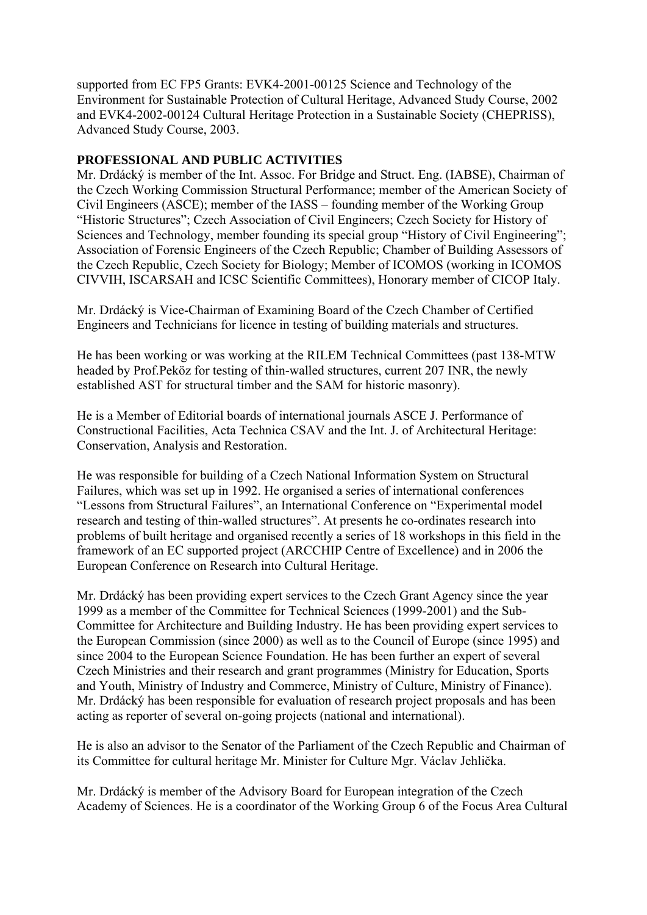supported from EC FP5 Grants: EVK4-2001-00125 Science and Technology of the Environment for Sustainable Protection of Cultural Heritage, Advanced Study Course, 2002 and EVK4-2002-00124 Cultural Heritage Protection in a Sustainable Society (CHEPRISS), Advanced Study Course, 2003.

**PROFESSIONAL AND PUBLIC ACTIVITIES**

Mr. Drdácký is member of the Int. Assoc. For Bridge and Struct. Eng. (IABSE), Chairman of the Czech Working Commission Structural Performance; member of the American Society of Civil Engineers (ASCE); member of the IASS – founding member of the Working Group "Historic Structures"; Czech Association of Civil Engineers; Czech Society for History of Sciences and Technology, member founding its special group "History of Civil Engineering"; Association of Forensic Engineers of the Czech Republic; Chamber of Building Assessors of the Czech Republic, Czech Society for Biology; Member of ICOMOS (working in ICOMOS CIVVIH, ISCARSAH and ICSC Scientific Committees), Honorary member of CICOP Italy.

Mr. Drdácký is Vice-Chairman of Examining Board of the Czech Chamber of Certified Engineers and Technicians for licence in testing of building materials and structures.

He has been working or was working at the RILEM Technical Committees (past 138-MTW headed by Prof.Peköz for testing of thin-walled structures, current 207 INR, the newly established AST for structural timber and the SAM for historic masonry).

He is a Member of Editorial boards of international journals ASCE J. Performance of Constructional Facilities, Acta Technica CSAV and the Int. J. of Architectural Heritage: Conservation, Analysis and Restoration.

He was responsible for building of a Czech National Information System on Structural Failures, which was set up in 1992. He organised a series of international conferences "Lessons from Structural Failures", an International Conference on "Experimental model research and testing of thin-walled structures". At presents he co-ordinates research into problems of built heritage and organised recently a series of 18 workshops in this field in the framework of an EC supported project (ARCCHIP Centre of Excellence) and in 2006 the European Conference on Research into Cultural Heritage.

Mr. Drdácký has been providing expert services to the Czech Grant Agency since the year 1999 as a member of the Committee for Technical Sciences (1999-2001) and the Sub-Committee for Architecture and Building Industry. He has been providing expert services to the European Commission (since 2000) as well as to the Council of Europe (since 1995) and since 2004 to the European Science Foundation. He has been further an expert of several Czech Ministries and their research and grant programmes (Ministry for Education, Sports and Youth, Ministry of Industry and Commerce, Ministry of Culture, Ministry of Finance). Mr. Drdácký has been responsible for evaluation of research project proposals and has been acting as reporter of several on-going projects (national and international).

He is also an advisor to the Senator of the Parliament of the Czech Republic and Chairman of its Committee for cultural heritage Mr. Minister for Culture Mgr. Václav Jehlička.

Mr. Drdácký is member of the Advisory Board for European integration of the Czech Academy of Sciences. He is a coordinator of the Working Group 6 of the Focus Area Cultural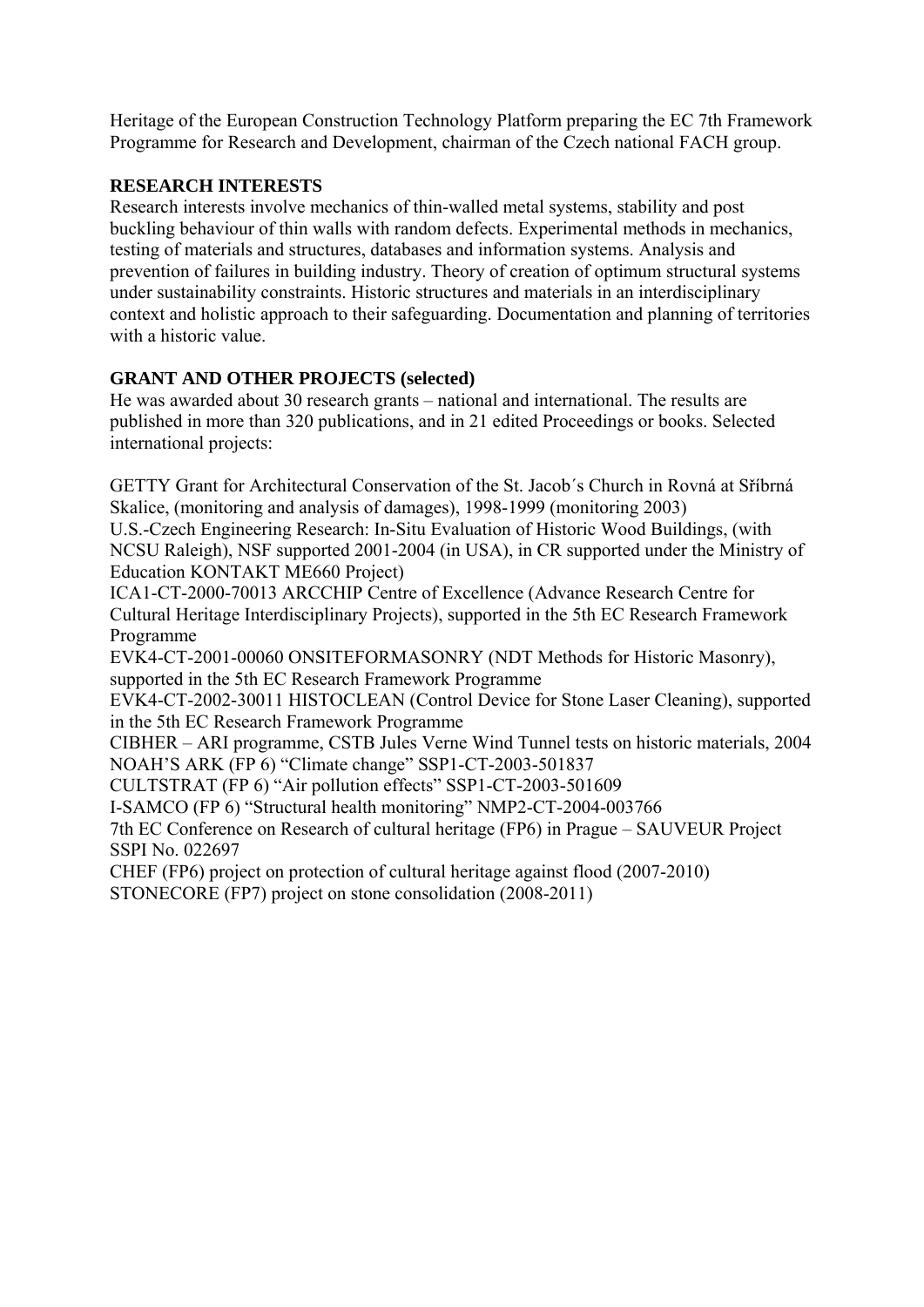Heritage of the European Construction Technology Platform preparing the EC 7th Framework Programme for Research and Development, chairman of the Czech national FACH group.

**RESEARCH INTERESTS**

Research interests involve mechanics of thin-walled metal systems, stability and post buckling behaviour of thin walls with random defects. Experimental methods in mechanics, testing of materials and structures, databases and information systems. Analysis and prevention of failures in building industry. Theory of creation of optimum structural systems under sustainability constraints. Historic structures and materials in an interdisciplinary context and holistic approach to their safeguarding. Documentation and planning of territories with a historic value.

**GRANT AND OTHER PROJECTS (selected)**

He was awarded about 30 research grants – national and international. The results are published in more than 320 publications, and in 21 edited Proceedings or books. Selected international projects:

GETTY Grant for Architectural Conservation of the St. Jacob´s Church in Rovná at Stříbrná Skalice, (monitoring and analysis of damages), 1998-1999 (monitoring 2003)
U.S.-Czech Engineering Research: In-Situ Evaluation of Historic Wood Buildings, (with NCSU Raleigh), NSF supported 2001-2004 (in USA), in CR supported under the Ministry of Education KONTAKT ME660 Project)
ICA1-CT-2000-70013 ARCCHIP Centre of Excellence (Advance Research Centre for Cultural Heritage Interdisciplinary Projects), supported in the 5th EC Research Framework Programme
EVK4-CT-2001-00060 ONSITEFORMASONRY (NDT Methods for Historic Masonry), supported in the 5th EC Research Framework Programme
EVK4-CT-2002-30011 HISTOCLEAN (Control Device for Stone Laser Cleaning), supported in the 5th EC Research Framework Programme
CIBHER – ARI programme, CSTB Jules Verne Wind Tunnel tests on historic materials, 2004
NOAH'S ARK (FP 6) "Climate change" SSP1-CT-2003-501837
CULTSTRAT (FP 6) "Air pollution effects" SSP1-CT-2003-501609
I-SAMCO (FP 6) "Structural health monitoring" NMP2-CT-2004-003766
7th EC Conference on Research of cultural heritage (FP6) in Prague – SAUVEUR Project SSPI No. 022697
CHEF (FP6) project on protection of cultural heritage against flood (2007-2010)
STONECORE (FP7) project on stone consolidation (2008-2011)